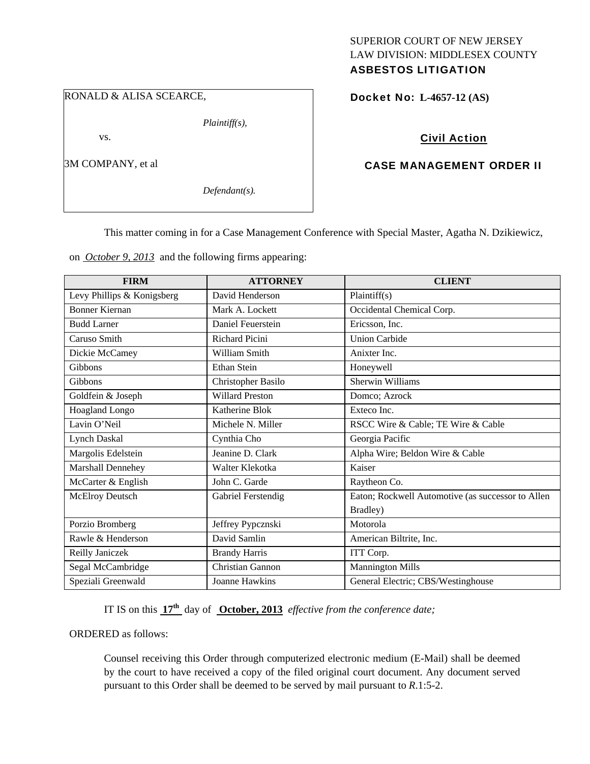SUPERIOR COURT OF NEW JERSEY
LAW DIVISION: MIDDLESEX COUNTY
**ASBESTOS LITIGATION**

RONALD & ALISA SCEARCE,

*Plaintiff(s),*

vs.

3M COMPANY, et al

*Defendant(s).*

**Docket No: L-4657-12 (AS)**

**Civil Action**

**CASE MANAGEMENT ORDER II**

This matter coming in for a Case Management Conference with Special Master, Agatha N. Dzikiewicz, on *October 9, 2013* and the following firms appearing:

| FIRM | ATTORNEY | CLIENT |
|---|---|---|
| Levy Phillips & Konigsberg | David Henderson | Plaintiff(s) |
| Bonner Kiernan | Mark A. Lockett | Occidental Chemical Corp. |
| Budd Larner | Daniel Feuerstein | Ericsson, Inc. |
| Caruso Smith | Richard Picini | Union Carbide |
| Dickie McCamey | William Smith | Anixter Inc. |
| Gibbons | Ethan Stein | Honeywell |
| Gibbons | Christopher Basilo | Sherwin Williams |
| Goldfein & Joseph | Willard Preston | Domco; Azrock |
| Hoagland Longo | Katherine Blok | Exteco Inc. |
| Lavin O'Neil | Michele N. Miller | RSCC Wire & Cable; TE Wire & Cable |
| Lynch Daskal | Cynthia Cho | Georgia Pacific |
| Margolis Edelstein | Jeanine D. Clark | Alpha Wire; Beldon Wire & Cable |
| Marshall Dennehey | Walter Klekotka | Kaiser |
| McCarter & English | John C. Garde | Raytheon Co. |
| McElroy Deutsch | Gabriel Ferstendig | Eaton; Rockwell Automotive (as successor to Allen Bradley) |
| Porzio Bromberg | Jeffrey Pypcznski | Motorola |
| Rawle & Henderson | David Samlin | American Biltrite, Inc. |
| Reilly Janiczek | Brandy Harris | ITT Corp. |
| Segal McCambridge | Christian Gannon | Mannington Mills |
| Speziali Greenwald | Joanne Hawkins | General Electric; CBS/Westinghouse |

IT IS on this **17th** day of **October, 2013** *effective from the conference date;*

ORDERED as follows:

Counsel receiving this Order through computerized electronic medium (E-Mail) shall be deemed by the court to have received a copy of the filed original court document. Any document served pursuant to this Order shall be deemed to be served by mail pursuant to *R*.1:5-2.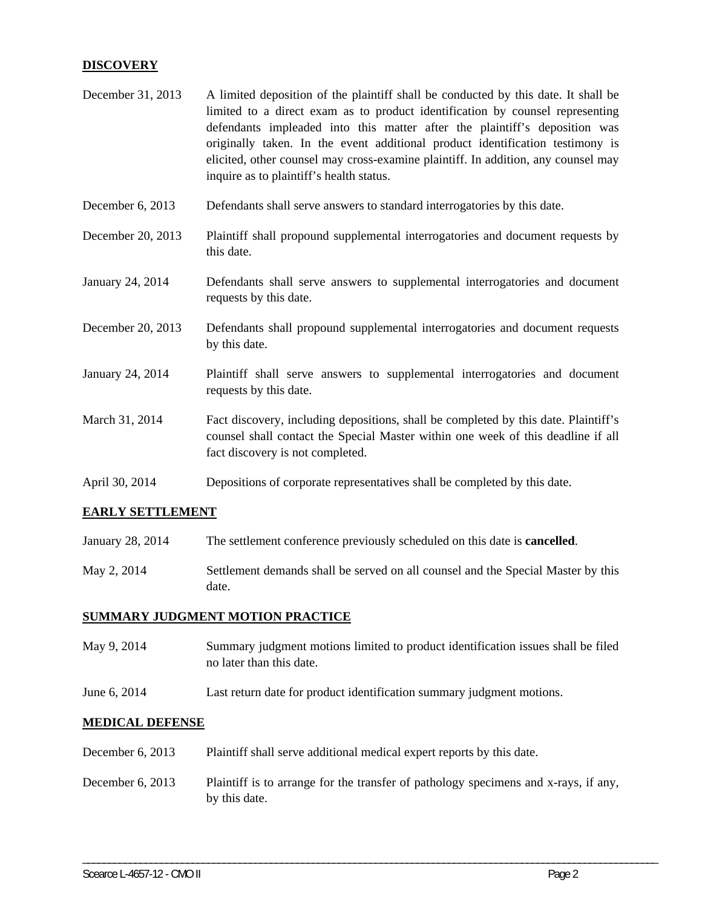## DISCOVERY

| | |
|---|---|
| December 31, 2013 | A limited deposition of the plaintiff shall be conducted by this date. It shall be limited to a direct exam as to product identification by counsel representing defendants impleaded into this matter after the plaintiff's deposition was originally taken. In the event additional product identification testimony is elicited, other counsel may cross-examine plaintiff. In addition, any counsel may inquire as to plaintiff's health status. |
| December 6, 2013 | Defendants shall serve answers to standard interrogatories by this date. |
| December 20, 2013 | Plaintiff shall propound supplemental interrogatories and document requests by this date. |
| January 24, 2014 | Defendants shall serve answers to supplemental interrogatories and document requests by this date. |
| December 20, 2013 | Defendants shall propound supplemental interrogatories and document requests by this date. |
| January 24, 2014 | Plaintiff shall serve answers to supplemental interrogatories and document requests by this date. |
| March 31, 2014 | Fact discovery, including depositions, shall be completed by this date. Plaintiff's counsel shall contact the Special Master within one week of this deadline if all fact discovery is not completed. |
| April 30, 2014 | Depositions of corporate representatives shall be completed by this date. |

## EARLY SETTLEMENT

| | |
|---|---|
| January 28, 2014 | The settlement conference previously scheduled on this date is **cancelled**. |
| May 2, 2014 | Settlement demands shall be served on all counsel and the Special Master by this date. |

## SUMMARY JUDGMENT MOTION PRACTICE

| | |
|---|---|
| May 9, 2014 | Summary judgment motions limited to product identification issues shall be filed no later than this date. |
| June 6, 2014 | Last return date for product identification summary judgment motions. |

## MEDICAL DEFENSE

| | |
|---|---|
| December 6, 2013 | Plaintiff shall serve additional medical expert reports by this date. |
| December 6, 2013 | Plaintiff is to arrange for the transfer of pathology specimens and x-rays, if any, by this date. |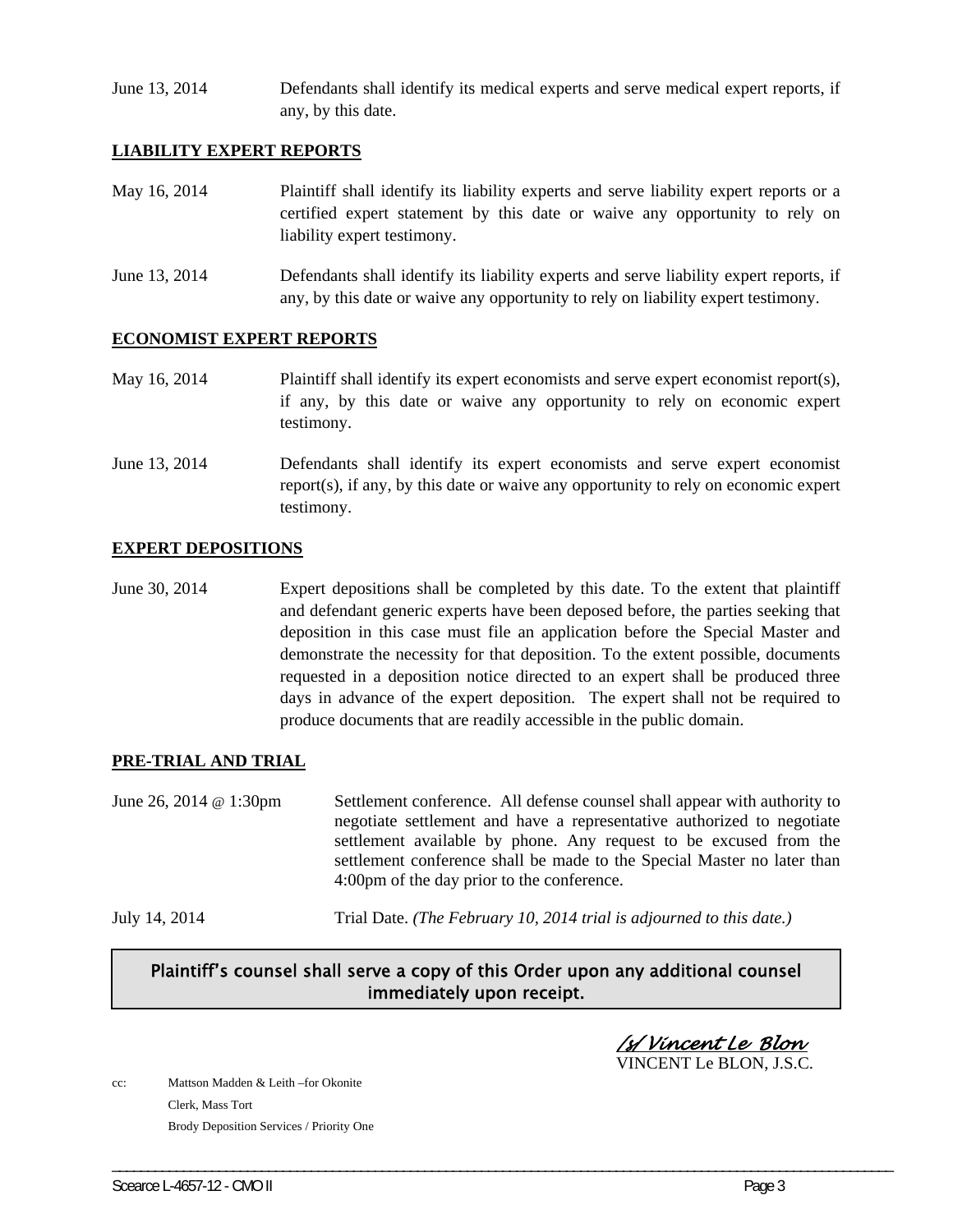June 13, 2014 Defendants shall identify its medical experts and serve medical expert reports, if any, by this date.

**LIABILITY EXPERT REPORTS**

May 16, 2014 Plaintiff shall identify its liability experts and serve liability expert reports or a certified expert statement by this date or waive any opportunity to rely on liability expert testimony.

June 13, 2014 Defendants shall identify its liability experts and serve liability expert reports, if any, by this date or waive any opportunity to rely on liability expert testimony.

**ECONOMIST EXPERT REPORTS**

May 16, 2014 Plaintiff shall identify its expert economists and serve expert economist report(s), if any, by this date or waive any opportunity to rely on economic expert testimony.

June 13, 2014 Defendants shall identify its expert economists and serve expert economist report(s), if any, by this date or waive any opportunity to rely on economic expert testimony.

**EXPERT DEPOSITIONS**

June 30, 2014 Expert depositions shall be completed by this date. To the extent that plaintiff and defendant generic experts have been deposed before, the parties seeking that deposition in this case must file an application before the Special Master and demonstrate the necessity for that deposition. To the extent possible, documents requested in a deposition notice directed to an expert shall be produced three days in advance of the expert deposition. The expert shall not be required to produce documents that are readily accessible in the public domain.

**PRE-TRIAL AND TRIAL**

June 26, 2014 @ 1:30pm Settlement conference. All defense counsel shall appear with authority to negotiate settlement and have a representative authorized to negotiate settlement available by phone. Any request to be excused from the settlement conference shall be made to the Special Master no later than 4:00pm of the day prior to the conference.

July 14, 2014 Trial Date. *(The February 10, 2014 trial is adjourned to this date.)*

**Plaintiff's counsel shall serve a copy of this Order upon any additional counsel immediately upon receipt.**

/s/ Vincent Le Blon
VINCENT Le BLON, J.S.C.

cc: Mattson Madden & Leith –for Okonite
Clerk, Mass Tort
Brody Deposition Services / Priority One